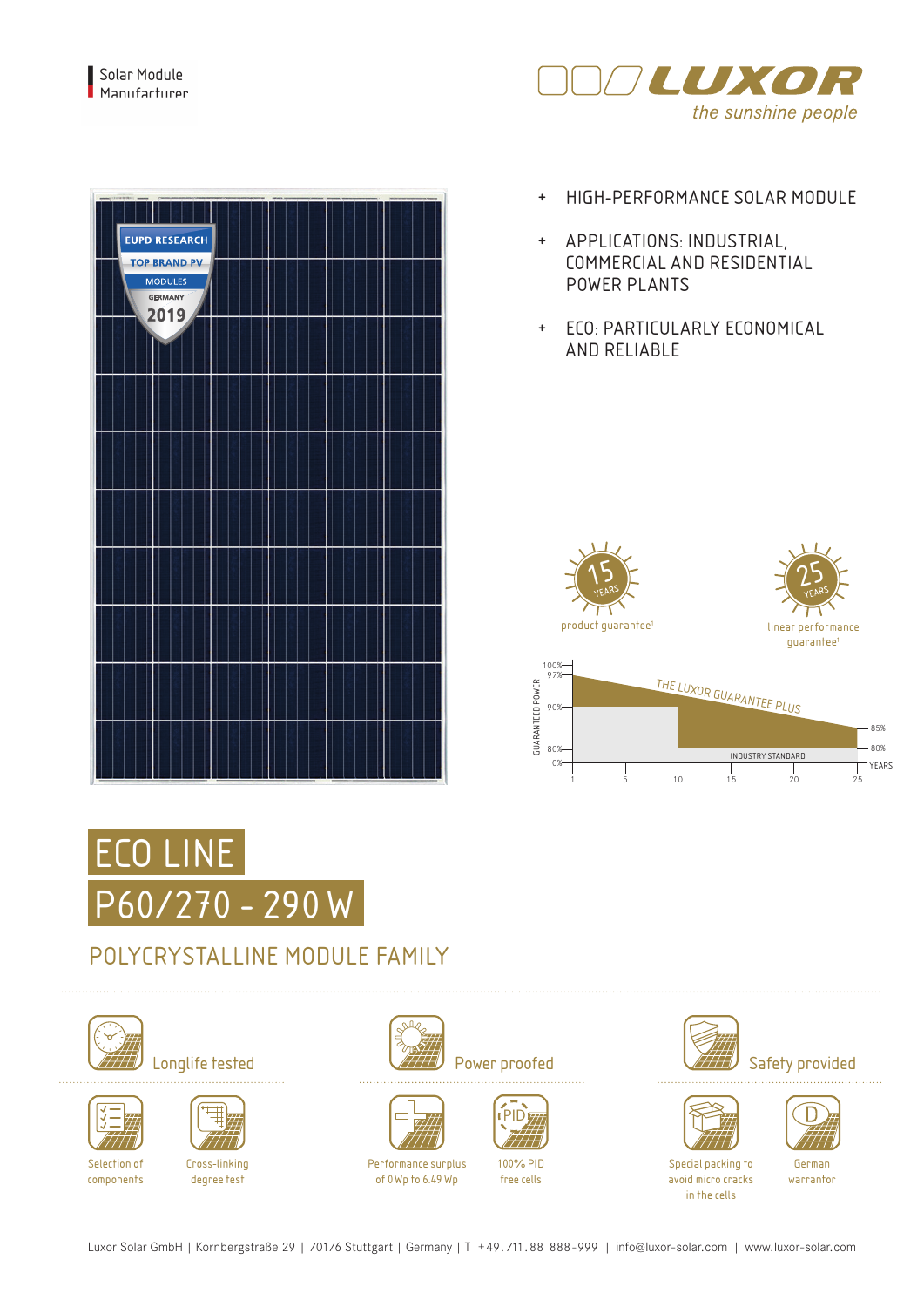Solar Module Manufacturer

LUXOR
*the sunshine people*

EUPD RESEARCH
TOP BRAND PV
MODULES
GERMANY
2019

- HIGH-PERFORMANCE SOLAR MODULE
- APPLICATIONS: INDUSTRIAL, COMMERCIAL AND RESIDENTIAL POWER PLANTS
- ECO: PARTICULARLY ECONOMICAL AND RELIABLE

15 YEARS
product guarantee[1]

25 YEARS
linear performance guarantee[1]

GUARANTEED POWER
100%
97%
90%
80%
0%
THE LUXOR GUARANTEE PLUS
INDUSTRY STANDARD
85%
80%
YEARS
1
5
10
15
20
25

# ECO LINE
# P60/270 - 290 W

## POLYCRYSTALLINE MODULE FAMILY

Longlife tested

- Selection of components
- Cross-linking degree test

Power proofed

- Performance surplus of 0 Wp to 6.49 Wp
- 100% PID free cells

Safety provided

- Special packing to avoid micro cracks in the cells
- German warrantor

Luxor Solar GmbH | Kornbergstraße 29 | 70176 Stuttgart | Germany | T +49.711.88 888-999 | info@luxor-solar.com | www.luxor-solar.com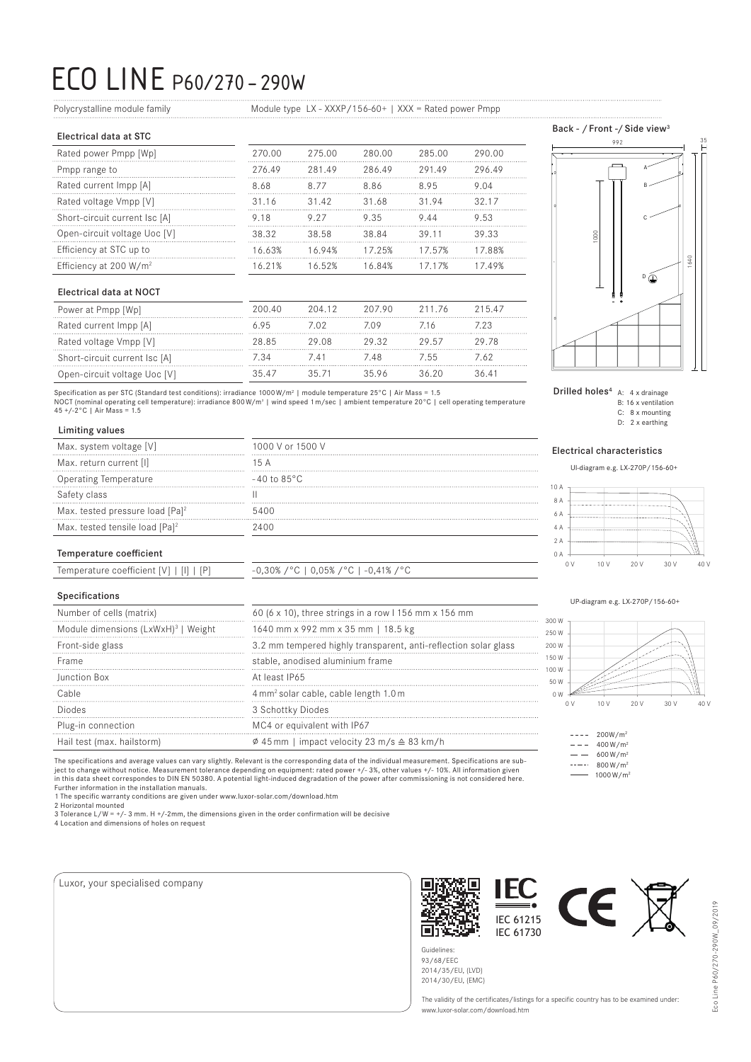# ECO LINE P60/270 – 290W

Polycrystalline module family

Module type LX - XXXP/156-60+ | XXX = Rated power Pmpp

### Electrical data at STC

| | | | | | |
|---|---|---|---|---|---|
| Rated power Pmpp [Wp] | 270.00 | 275.00 | 280.00 | 285.00 | 290.00 |
| Pmpp range to | 276.49 | 281.49 | 286.49 | 291.49 | 296.49 |
| Rated current Impp [A] | 8.68 | 8.77 | 8.86 | 8.95 | 9.04 |
| Rated voltage Vmpp [V] | 31.16 | 31.42 | 31.68 | 31.94 | 32.17 |
| Short-circuit current Isc [A] | 9.18 | 9.27 | 9.35 | 9.44 | 9.53 |
| Open-circuit voltage Uoc [V] | 38.32 | 38.58 | 38.84 | 39.11 | 39.33 |
| Efficiency at STC up to | 16.63% | 16.94% | 17.25% | 17.57% | 17.88% |
| Efficiency at 200 W/m² | 16.21% | 16.52% | 16.84% | 17.17% | 17.49% |

### Electrical data at NOCT

| | | | | | |
|---|---|---|---|---|---|
| Power at Pmpp [Wp] | 200.40 | 204.12 | 207.90 | 211.76 | 215.47 |
| Rated current Impp [A] | 6.95 | 7.02 | 7.09 | 7.16 | 7.23 |
| Rated voltage Vmpp [V] | 28.85 | 29.08 | 29.32 | 29.57 | 29.78 |
| Short-circuit current Isc [A] | 7.34 | 7.41 | 7.48 | 7.55 | 7.62 |
| Open-circuit voltage Uoc [V] | 35.47 | 35.71 | 35.96 | 36.20 | 36.41 |

Specification as per STC (Standard test conditions): irradiance 1000 W/m² | module temperature 25°C | Air Mass = 1.5
NOCT (nominal operating cell temperature): irradiance 800 W/m² | wind speed 1 m/sec | ambient temperature 20°C | cell operating temperature 45 +/-2°C | Air Mass = 1.5

### Limiting values

| | |
|---|---|
| Max. system voltage [V] | 1000 V or 1500 V |
| Max. return current [I] | 15 A |
| Operating Temperature | -40 to 85°C |
| Safety class | II |
| Max. tested pressure load [Pa][2] | 5400 |
| Max. tested tensile load [Pa][2] | 2400 |

### Temperature coefficient

| | |
|---|---|
| Temperature coefficient [V] \| [I] \| [P] | -0,30% /°C \| 0,05% /°C \| -0,41% /°C |

### Specifications

| | |
|---|---|
| Number of cells (matrix) | 60 (6 x 10), three strings in a row I 156 mm x 156 mm |
| Module dimensions (LxWxH)[3] \| Weight | 1640 mm x 992 mm x 35 mm \| 18.5 kg |
| Front-side glass | 3.2 mm tempered highly transparent, anti-reflection solar glass |
| Frame | stable, anodised aluminium frame |
| Junction Box | At least IP65 |
| Cable | 4 mm² solar cable, cable length 1.0 m |
| Diodes | 3 Schottky Diodes |
| Plug-in connection | MC4 or equivalent with IP67 |
| Hail test (max. hailstorm) | Ø 45 mm \| impact velocity 23 m/s ≙ 83 km/h |

The specifications and average values can vary slightly. Relevant is the corresponding data of the individual measurement. Specifications are subject to change without notice. Measurement tolerance depending on equipment: rated power +/- 3%, other values +/- 10%. All information given in this data sheet correspondes to DIN EN 50380. A potential light-induced degradation of the power after commissioning is not considered here. Further information in the installation manuals.

1 The specific warranty conditions are given under www.luxor-solar.com/download.htm
2 Horizontal mounted
3 Tolerance L/W = +/- 3 mm. H +/-2mm, the dimensions given in the order confirmation will be decisive
4 Location and dimensions of holes on request

### Back - / Front -/ Side view[3]

992
35
1000
1640
A
B
C
D

**Drilled holes[4]**
A: 4 x drainage
B: 16 x ventilation
C: 8 x mounting
D: 2 x earthing

### Electrical characteristics

UI-diagram e.g. LX-270P/156-60+

10 A
8 A
6 A
4 A
2 A
0 A
0 V
10 V
20 V
30 V
40 V

UP-diagram e.g. LX-270P/156-60+

300 W
250 W
200 W
150 W
100 W
50 W
0 W
0 V
10 V
20 V
30 V
40 V

200 W/m²
400 W/m²
600 W/m²
800 W/m²
1000 W/m²

Luxor, your specialised company

IEC 61215
IEC 61730

Guidelines:
93/68/EEC
2014/35/EU, (LVD)
2014/30/EU, (EMC)

The validity of the certificates/listings for a specific country has to be examined under: www.luxor-solar.com/download.htm

Eco Line P60/270-290W_09/2019